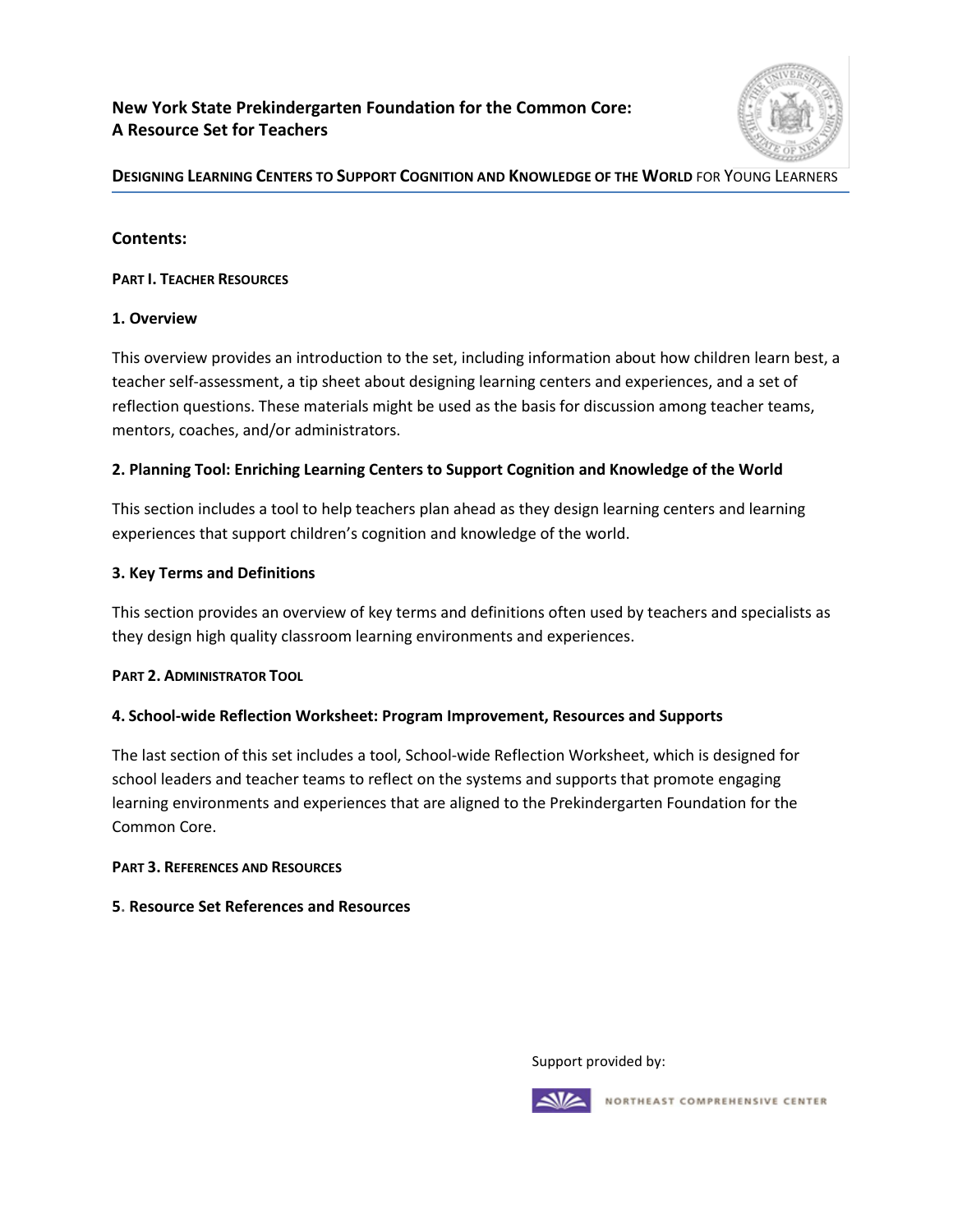# New York State Prekindergarten Foundation for the Common Core: A Resource Set for Teachers

**DESIGNING LEARNING CENTERS TO SUPPORT COGNITION AND KNOWLEDGE OF THE WORLD** FOR YOUNG LEARNERS

## Contents:

**PART I. TEACHER RESOURCES**

### 1. Overview

This overview provides an introduction to the set, including information about how children learn best, a teacher self-assessment, a tip sheet about designing learning centers and experiences, and a set of reflection questions. These materials might be used as the basis for discussion among teacher teams, mentors, coaches, and/or administrators.

### 2. Planning Tool: Enriching Learning Centers to Support Cognition and Knowledge of the World

This section includes a tool to help teachers plan ahead as they design learning centers and learning experiences that support children's cognition and knowledge of the world.

### 3. Key Terms and Definitions

This section provides an overview of key terms and definitions often used by teachers and specialists as they design high quality classroom learning environments and experiences.

**PART 2. ADMINISTRATOR TOOL**

### 4. School-wide Reflection Worksheet: Program Improvement, Resources and Supports

The last section of this set includes a tool, School-wide Reflection Worksheet, which is designed for school leaders and teacher teams to reflect on the systems and supports that promote engaging learning environments and experiences that are aligned to the Prekindergarten Foundation for the Common Core.

**PART 3. REFERENCES AND RESOURCES**

### 5. Resource Set References and Resources

Support provided by:

NORTHEAST COMPREHENSIVE CENTER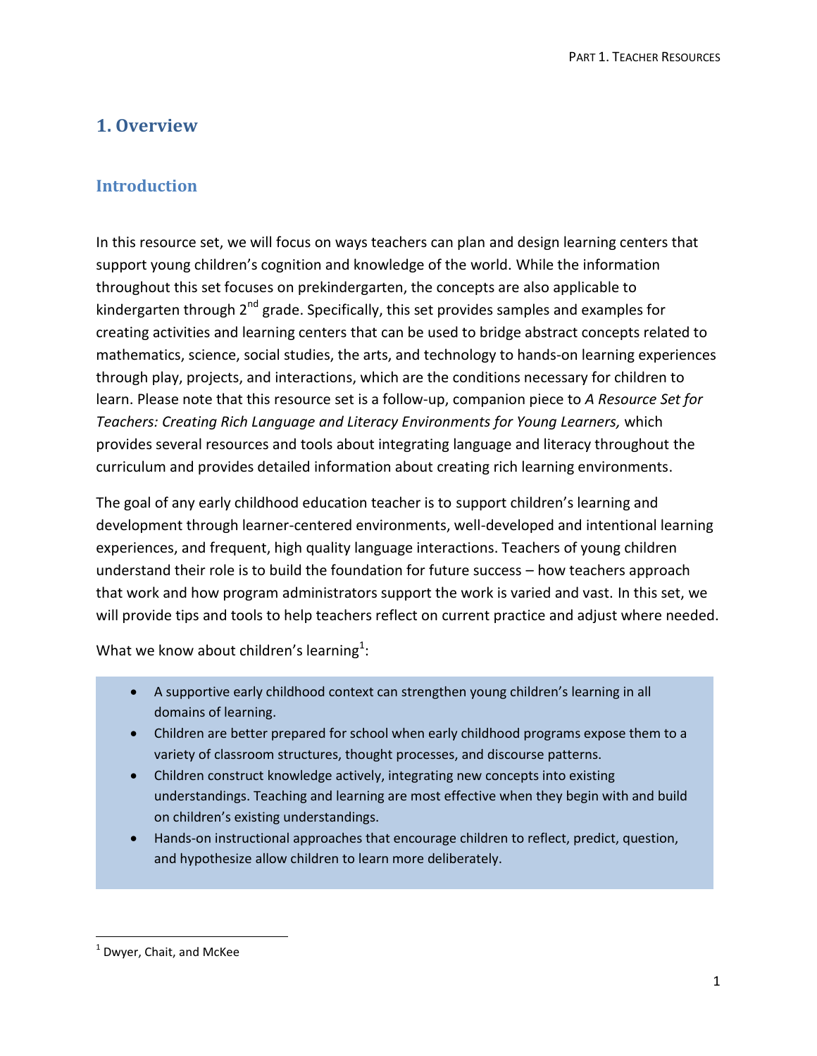# 1. Overview

## Introduction

In this resource set, we will focus on ways teachers can plan and design learning centers that support young children's cognition and knowledge of the world. While the information throughout this set focuses on prekindergarten, the concepts are also applicable to kindergarten through 2nd grade. Specifically, this set provides samples and examples for creating activities and learning centers that can be used to bridge abstract concepts related to mathematics, science, social studies, the arts, and technology to hands-on learning experiences through play, projects, and interactions, which are the conditions necessary for children to learn. Please note that this resource set is a follow-up, companion piece to *A Resource Set for Teachers: Creating Rich Language and Literacy Environments for Young Learners,* which provides several resources and tools about integrating language and literacy throughout the curriculum and provides detailed information about creating rich learning environments.

The goal of any early childhood education teacher is to support children's learning and development through learner-centered environments, well-developed and intentional learning experiences, and frequent, high quality language interactions. Teachers of young children understand their role is to build the foundation for future success – how teachers approach that work and how program administrators support the work is varied and vast. In this set, we will provide tips and tools to help teachers reflect on current practice and adjust where needed.

What we know about children's learning[1]:

- A supportive early childhood context can strengthen young children's learning in all domains of learning.
- Children are better prepared for school when early childhood programs expose them to a variety of classroom structures, thought processes, and discourse patterns.
- Children construct knowledge actively, integrating new concepts into existing understandings. Teaching and learning are most effective when they begin with and build on children's existing understandings.
- Hands-on instructional approaches that encourage children to reflect, predict, question, and hypothesize allow children to learn more deliberately.

---

[1] Dwyer, Chait, and McKee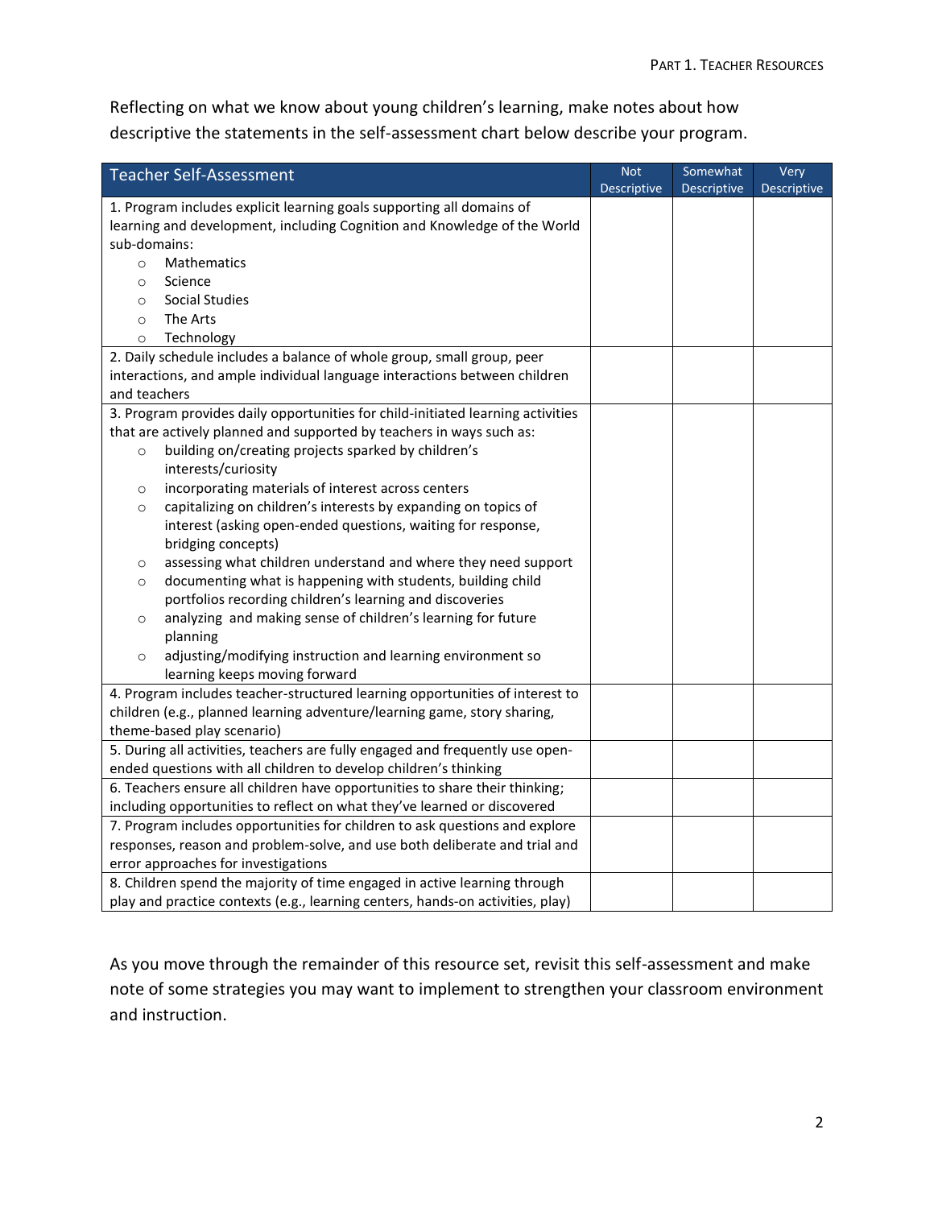Reflecting on what we know about young children's learning, make notes about how descriptive the statements in the self-assessment chart below describe your program.

| Teacher Self-Assessment | Not Descriptive | Somewhat Descriptive | Very Descriptive |
|---|---|---|---|
| 1. Program includes explicit learning goals supporting all domains of learning and development, including Cognition and Knowledge of the World sub-domains:<br>○ Mathematics<br>○ Science<br>○ Social Studies<br>○ The Arts<br>○ Technology | | | |
| 2. Daily schedule includes a balance of whole group, small group, peer interactions, and ample individual language interactions between children and teachers | | | |
| 3. Program provides daily opportunities for child-initiated learning activities that are actively planned and supported by teachers in ways such as:<br>○ building on/creating projects sparked by children's interests/curiosity<br>○ incorporating materials of interest across centers<br>○ capitalizing on children's interests by expanding on topics of interest (asking open-ended questions, waiting for response, bridging concepts)<br>○ assessing what children understand and where they need support<br>○ documenting what is happening with students, building child portfolios recording children's learning and discoveries<br>○ analyzing and making sense of children's learning for future planning<br>○ adjusting/modifying instruction and learning environment so learning keeps moving forward | | | |
| 4. Program includes teacher-structured learning opportunities of interest to children (e.g., planned learning adventure/learning game, story sharing, theme-based play scenario) | | | |
| 5. During all activities, teachers are fully engaged and frequently use open-ended questions with all children to develop children's thinking | | | |
| 6. Teachers ensure all children have opportunities to share their thinking; including opportunities to reflect on what they've learned or discovered | | | |
| 7. Program includes opportunities for children to ask questions and explore responses, reason and problem-solve, and use both deliberate and trial and error approaches for investigations | | | |
| 8. Children spend the majority of time engaged in active learning through play and practice contexts (e.g., learning centers, hands-on activities, play) | | | |

As you move through the remainder of this resource set, revisit this self-assessment and make note of some strategies you may want to implement to strengthen your classroom environment and instruction.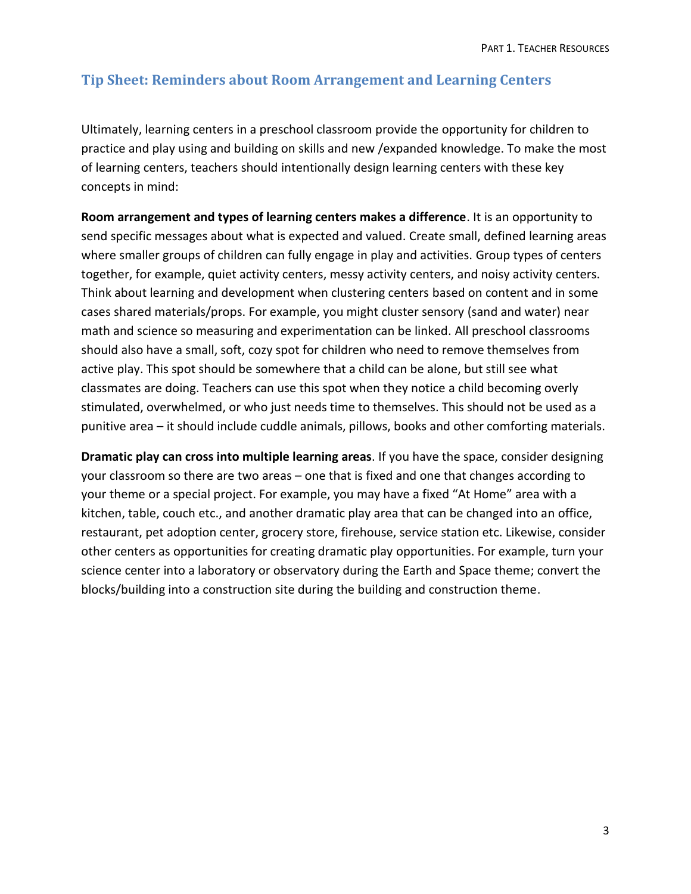## Tip Sheet: Reminders about Room Arrangement and Learning Centers

Ultimately, learning centers in a preschool classroom provide the opportunity for children to practice and play using and building on skills and new /expanded knowledge. To make the most of learning centers, teachers should intentionally design learning centers with these key concepts in mind:

**Room arrangement and types of learning centers makes a difference**. It is an opportunity to send specific messages about what is expected and valued. Create small, defined learning areas where smaller groups of children can fully engage in play and activities. Group types of centers together, for example, quiet activity centers, messy activity centers, and noisy activity centers. Think about learning and development when clustering centers based on content and in some cases shared materials/props. For example, you might cluster sensory (sand and water) near math and science so measuring and experimentation can be linked. All preschool classrooms should also have a small, soft, cozy spot for children who need to remove themselves from active play. This spot should be somewhere that a child can be alone, but still see what classmates are doing. Teachers can use this spot when they notice a child becoming overly stimulated, overwhelmed, or who just needs time to themselves. This should not be used as a punitive area – it should include cuddle animals, pillows, books and other comforting materials.

**Dramatic play can cross into multiple learning areas**. If you have the space, consider designing your classroom so there are two areas – one that is fixed and one that changes according to your theme or a special project. For example, you may have a fixed "At Home" area with a kitchen, table, couch etc., and another dramatic play area that can be changed into an office, restaurant, pet adoption center, grocery store, firehouse, service station etc. Likewise, consider other centers as opportunities for creating dramatic play opportunities. For example, turn your science center into a laboratory or observatory during the Earth and Space theme; convert the blocks/building into a construction site during the building and construction theme.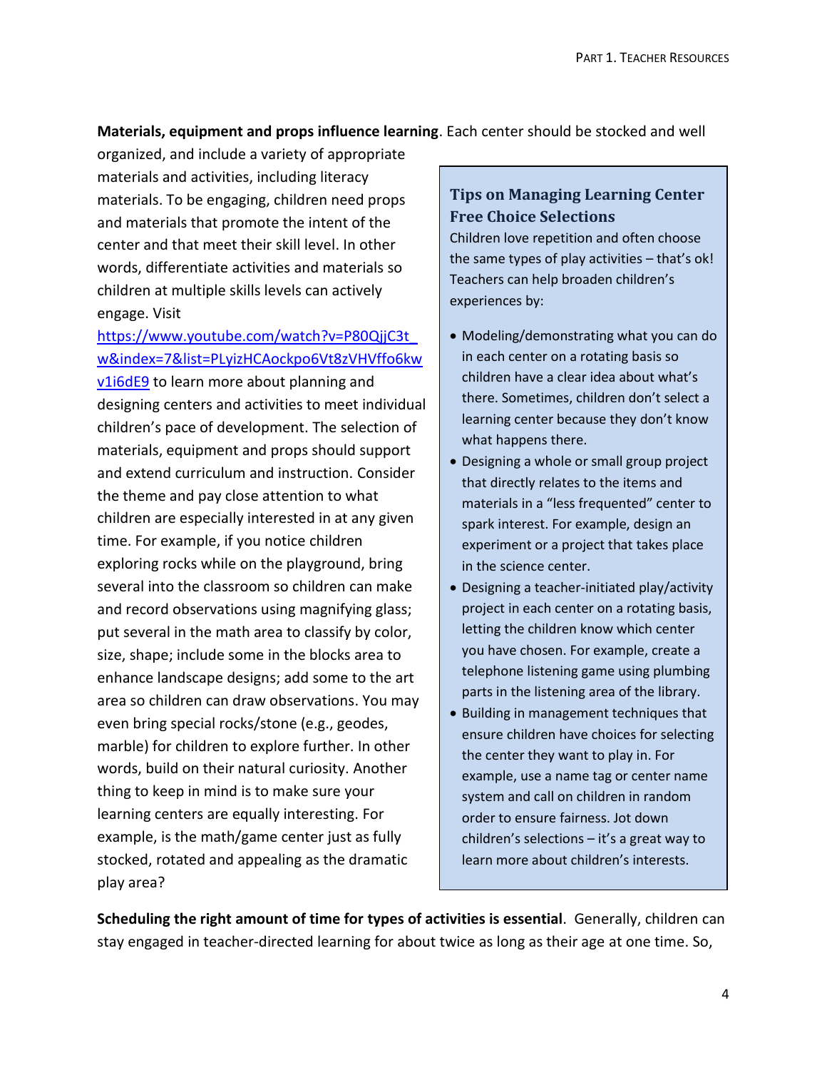**Materials, equipment and props influence learning**. Each center should be stocked and well organized, and include a variety of appropriate materials and activities, including literacy materials. To be engaging, children need props and materials that promote the intent of the center and that meet their skill level. In other words, differentiate activities and materials so children at multiple skills levels can actively engage. Visit [https://www.youtube.com/watch?v=P80QjjC3t_w&index=7&list=PLyizHCAockpo6Vt8zVHVffo6kwv1i6dE9](https://www.youtube.com/watch?v=P80QjjC3t_w&index=7&list=PLyizHCAockpo6Vt8zVHVffo6kwv1i6dE9) to learn more about planning and designing centers and activities to meet individual children's pace of development. The selection of materials, equipment and props should support and extend curriculum and instruction. Consider the theme and pay close attention to what children are especially interested in at any given time. For example, if you notice children exploring rocks while on the playground, bring several into the classroom so children can make and record observations using magnifying glass; put several in the math area to classify by color, size, shape; include some in the blocks area to enhance landscape designs; add some to the art area so children can draw observations. You may even bring special rocks/stone (e.g., geodes, marble) for children to explore further. In other words, build on their natural curiosity. Another thing to keep in mind is to make sure your learning centers are equally interesting. For example, is the math/game center just as fully stocked, rotated and appealing as the dramatic play area?

### Tips on Managing Learning Center Free Choice Selections

Children love repetition and often choose the same types of play activities – that's ok! Teachers can help broaden children's experiences by:

- Modeling/demonstrating what you can do in each center on a rotating basis so children have a clear idea about what's there. Sometimes, children don't select a learning center because they don't know what happens there.
- Designing a whole or small group project that directly relates to the items and materials in a "less frequented" center to spark interest. For example, design an experiment or a project that takes place in the science center.
- Designing a teacher-initiated play/activity project in each center on a rotating basis, letting the children know which center you have chosen. For example, create a telephone listening game using plumbing parts in the listening area of the library.
- Building in management techniques that ensure children have choices for selecting the center they want to play in. For example, use a name tag or center name system and call on children in random order to ensure fairness. Jot down children's selections – it's a great way to learn more about children's interests.

**Scheduling the right amount of time for types of activities is essential**. Generally, children can stay engaged in teacher-directed learning for about twice as long as their age at one time. So,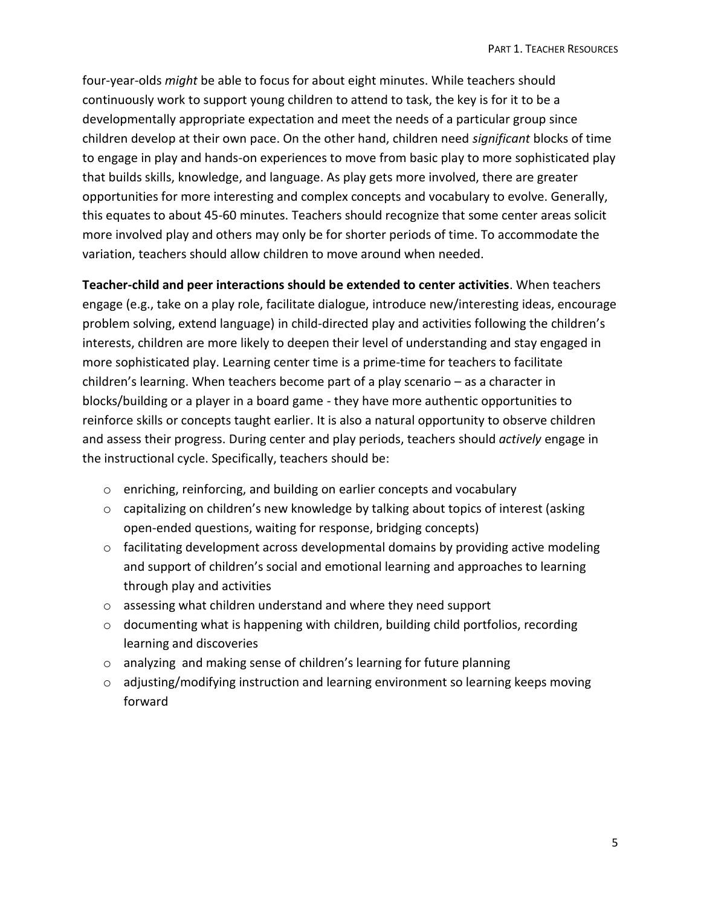four-year-olds *might* be able to focus for about eight minutes. While teachers should continuously work to support young children to attend to task, the key is for it to be a developmentally appropriate expectation and meet the needs of a particular group since children develop at their own pace. On the other hand, children need *significant* blocks of time to engage in play and hands-on experiences to move from basic play to more sophisticated play that builds skills, knowledge, and language. As play gets more involved, there are greater opportunities for more interesting and complex concepts and vocabulary to evolve. Generally, this equates to about 45-60 minutes. Teachers should recognize that some center areas solicit more involved play and others may only be for shorter periods of time. To accommodate the variation, teachers should allow children to move around when needed.

**Teacher-child and peer interactions should be extended to center activities**. When teachers engage (e.g., take on a play role, facilitate dialogue, introduce new/interesting ideas, encourage problem solving, extend language) in child-directed play and activities following the children's interests, children are more likely to deepen their level of understanding and stay engaged in more sophisticated play. Learning center time is a prime-time for teachers to facilitate children's learning. When teachers become part of a play scenario – as a character in blocks/building or a player in a board game - they have more authentic opportunities to reinforce skills or concepts taught earlier. It is also a natural opportunity to observe children and assess their progress. During center and play periods, teachers should *actively* engage in the instructional cycle. Specifically, teachers should be:

- enriching, reinforcing, and building on earlier concepts and vocabulary
- capitalizing on children's new knowledge by talking about topics of interest (asking open-ended questions, waiting for response, bridging concepts)
- facilitating development across developmental domains by providing active modeling and support of children's social and emotional learning and approaches to learning through play and activities
- assessing what children understand and where they need support
- documenting what is happening with children, building child portfolios, recording learning and discoveries
- analyzing and making sense of children's learning for future planning
- adjusting/modifying instruction and learning environment so learning keeps moving forward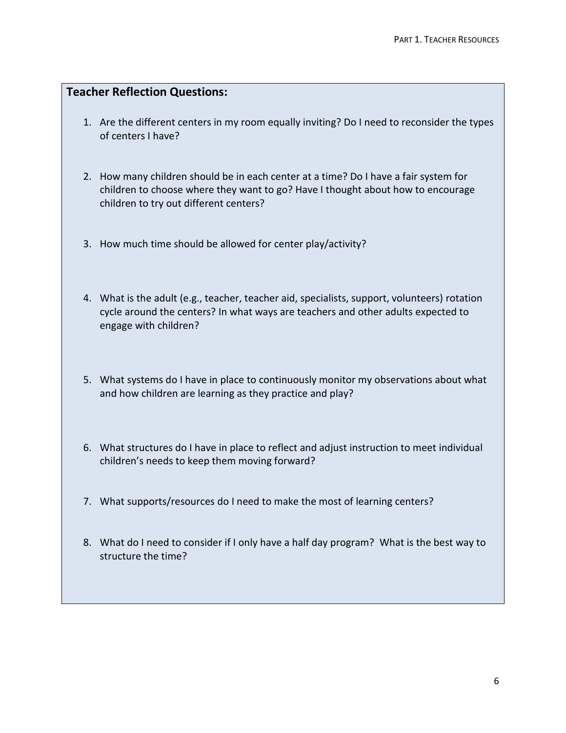**Teacher Reflection Questions:**

1. Are the different centers in my room equally inviting? Do I need to reconsider the types of centers I have?

2. How many children should be in each center at a time? Do I have a fair system for children to choose where they want to go? Have I thought about how to encourage children to try out different centers?

3. How much time should be allowed for center play/activity?

4. What is the adult (e.g., teacher, teacher aid, specialists, support, volunteers) rotation cycle around the centers? In what ways are teachers and other adults expected to engage with children?

5. What systems do I have in place to continuously monitor my observations about what and how children are learning as they practice and play?

6. What structures do I have in place to reflect and adjust instruction to meet individual children's needs to keep them moving forward?

7. What supports/resources do I need to make the most of learning centers?

8. What do I need to consider if I only have a half day program? What is the best way to structure the time?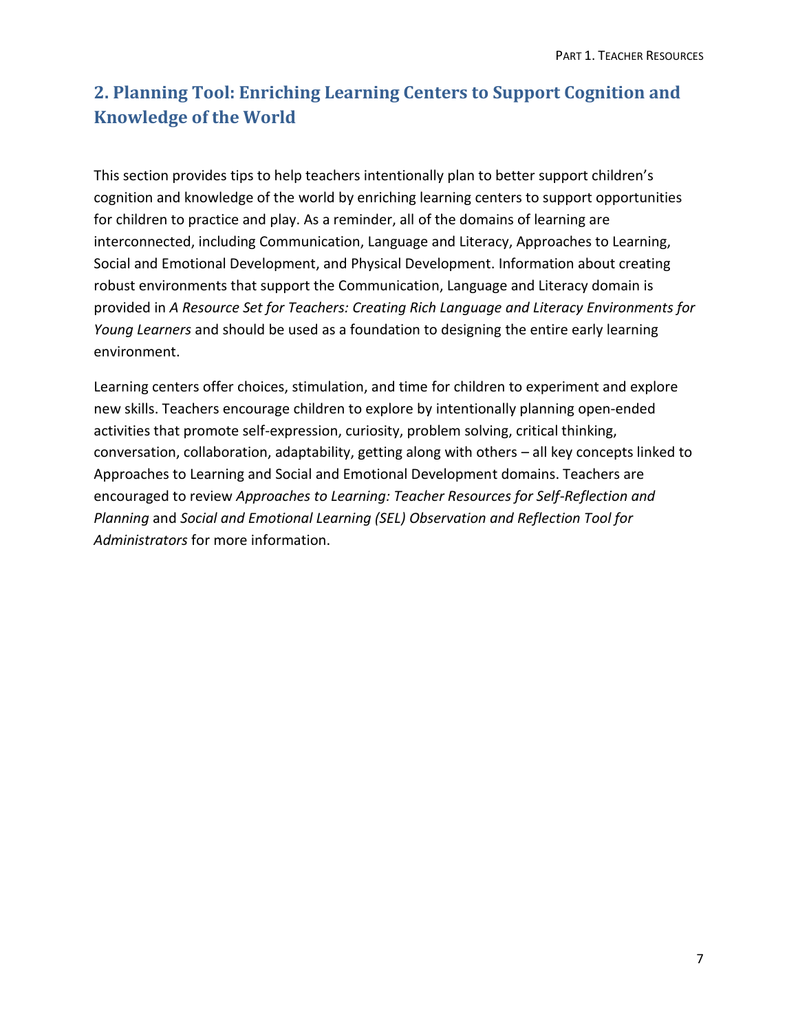## 2. Planning Tool: Enriching Learning Centers to Support Cognition and Knowledge of the World

This section provides tips to help teachers intentionally plan to better support children's cognition and knowledge of the world by enriching learning centers to support opportunities for children to practice and play. As a reminder, all of the domains of learning are interconnected, including Communication, Language and Literacy, Approaches to Learning, Social and Emotional Development, and Physical Development. Information about creating robust environments that support the Communication, Language and Literacy domain is provided in *A Resource Set for Teachers: Creating Rich Language and Literacy Environments for Young Learners* and should be used as a foundation to designing the entire early learning environment.

Learning centers offer choices, stimulation, and time for children to experiment and explore new skills. Teachers encourage children to explore by intentionally planning open-ended activities that promote self-expression, curiosity, problem solving, critical thinking, conversation, collaboration, adaptability, getting along with others – all key concepts linked to Approaches to Learning and Social and Emotional Development domains. Teachers are encouraged to review *Approaches to Learning: Teacher Resources for Self-Reflection and Planning* and *Social and Emotional Learning (SEL) Observation and Reflection Tool for Administrators* for more information.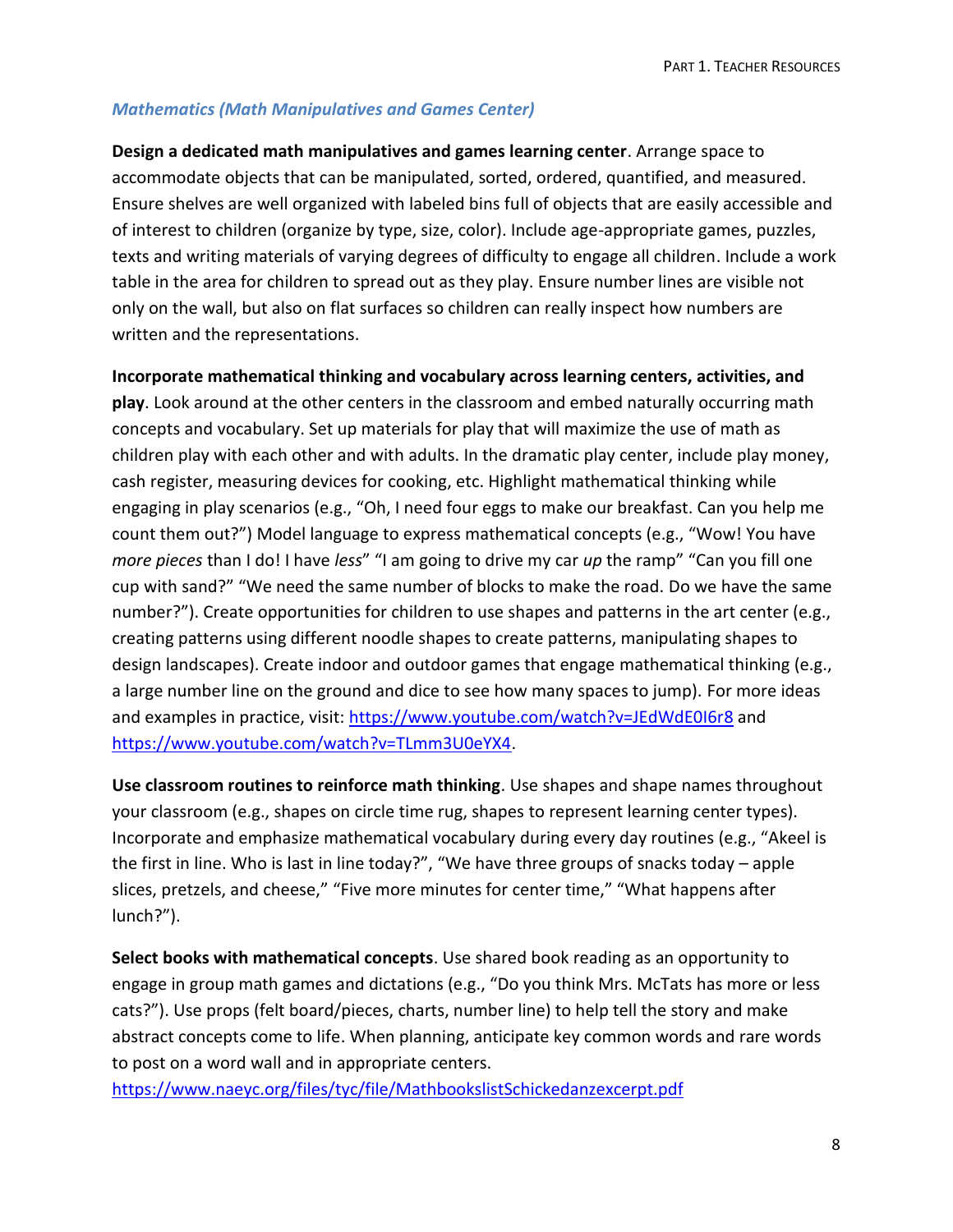### *Mathematics (Math Manipulatives and Games Center)*

**Design a dedicated math manipulatives and games learning center**. Arrange space to accommodate objects that can be manipulated, sorted, ordered, quantified, and measured. Ensure shelves are well organized with labeled bins full of objects that are easily accessible and of interest to children (organize by type, size, color). Include age-appropriate games, puzzles, texts and writing materials of varying degrees of difficulty to engage all children. Include a work table in the area for children to spread out as they play. Ensure number lines are visible not only on the wall, but also on flat surfaces so children can really inspect how numbers are written and the representations.

**Incorporate mathematical thinking and vocabulary across learning centers, activities, and play**. Look around at the other centers in the classroom and embed naturally occurring math concepts and vocabulary. Set up materials for play that will maximize the use of math as children play with each other and with adults. In the dramatic play center, include play money, cash register, measuring devices for cooking, etc. Highlight mathematical thinking while engaging in play scenarios (e.g., "Oh, I need four eggs to make our breakfast. Can you help me count them out?") Model language to express mathematical concepts (e.g., "Wow! You have *more pieces* than I do! I have *less*" "I am going to drive my car *up* the ramp" "Can you fill one cup with sand?" "We need the same number of blocks to make the road. Do we have the same number?"). Create opportunities for children to use shapes and patterns in the art center (e.g., creating patterns using different noodle shapes to create patterns, manipulating shapes to design landscapes). Create indoor and outdoor games that engage mathematical thinking (e.g., a large number line on the ground and dice to see how many spaces to jump). For more ideas and examples in practice, visit: https://www.youtube.com/watch?v=JEdWdE0I6r8 and https://www.youtube.com/watch?v=TLmm3U0eYX4.

**Use classroom routines to reinforce math thinking**. Use shapes and shape names throughout your classroom (e.g., shapes on circle time rug, shapes to represent learning center types). Incorporate and emphasize mathematical vocabulary during every day routines (e.g., "Akeel is the first in line. Who is last in line today?", "We have three groups of snacks today – apple slices, pretzels, and cheese," "Five more minutes for center time," "What happens after lunch?").

**Select books with mathematical concepts**. Use shared book reading as an opportunity to engage in group math games and dictations (e.g., "Do you think Mrs. McTats has more or less cats?"). Use props (felt board/pieces, charts, number line) to help tell the story and make abstract concepts come to life. When planning, anticipate key common words and rare words to post on a word wall and in appropriate centers.
https://www.naeyc.org/files/tyc/file/MathbookslistSchickedanzexcerpt.pdf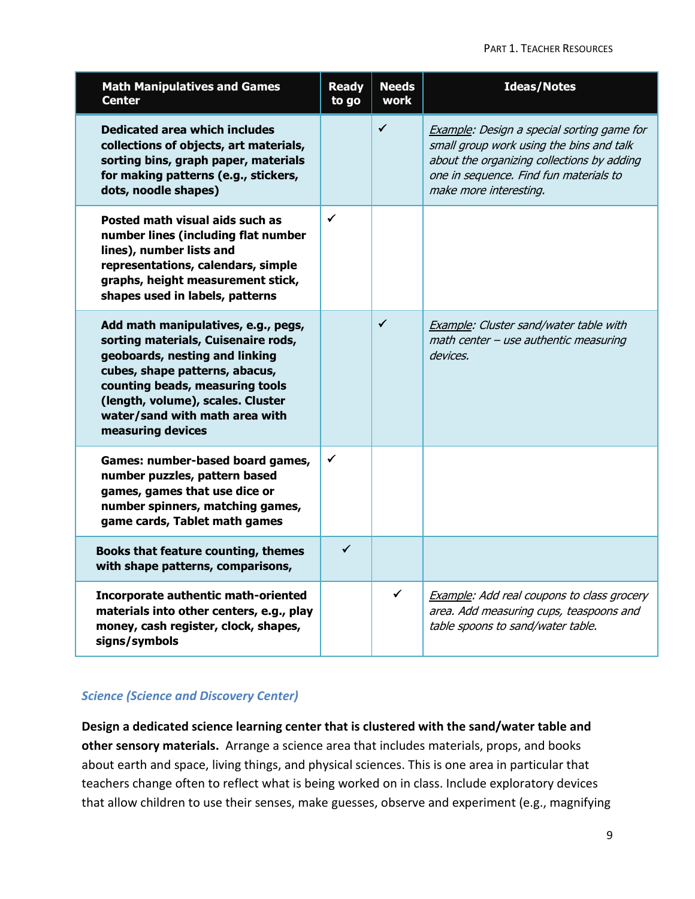| Math Manipulatives and Games Center | Ready to go | Needs work | Ideas/Notes |
|---|---|---|---|
| **Dedicated area which includes collections of objects, art materials, sorting bins, graph paper, materials for making patterns (e.g., stickers, dots, noodle shapes)** | | ✓ | *Example: Design a special sorting game for small group work using the bins and talk about the organizing collections by adding one in sequence. Find fun materials to make more interesting.* |
| **Posted math visual aids such as number lines (including flat number lines), number lists and representations, calendars, simple graphs, height measurement stick, shapes used in labels, patterns** | ✓ | | |
| **Add math manipulatives, e.g., pegs, sorting materials, Cuisenaire rods, geoboards, nesting and linking cubes, shape patterns, abacus, counting beads, measuring tools (length, volume), scales. Cluster water/sand with math area with measuring devices** | | ✓ | *Example: Cluster sand/water table with math center – use authentic measuring devices.* |
| **Games: number-based board games, number puzzles, pattern based games, games that use dice or number spinners, matching games, game cards, Tablet math games** | ✓ | | |
| **Books that feature counting, themes with shape patterns, comparisons,** | ✓ | | |
| **Incorporate authentic math-oriented materials into other centers, e.g., play money, cash register, clock, shapes, signs/symbols** | | ✓ | *Example: Add real coupons to class grocery area. Add measuring cups, teaspoons and table spoons to sand/water table.* |

### *Science (Science and Discovery Center)*

**Design a dedicated science learning center that is clustered with the sand/water table and other sensory materials.** Arrange a science area that includes materials, props, and books about earth and space, living things, and physical sciences. This is one area in particular that teachers change often to reflect what is being worked on in class. Include exploratory devices that allow children to use their senses, make guesses, observe and experiment (e.g., magnifying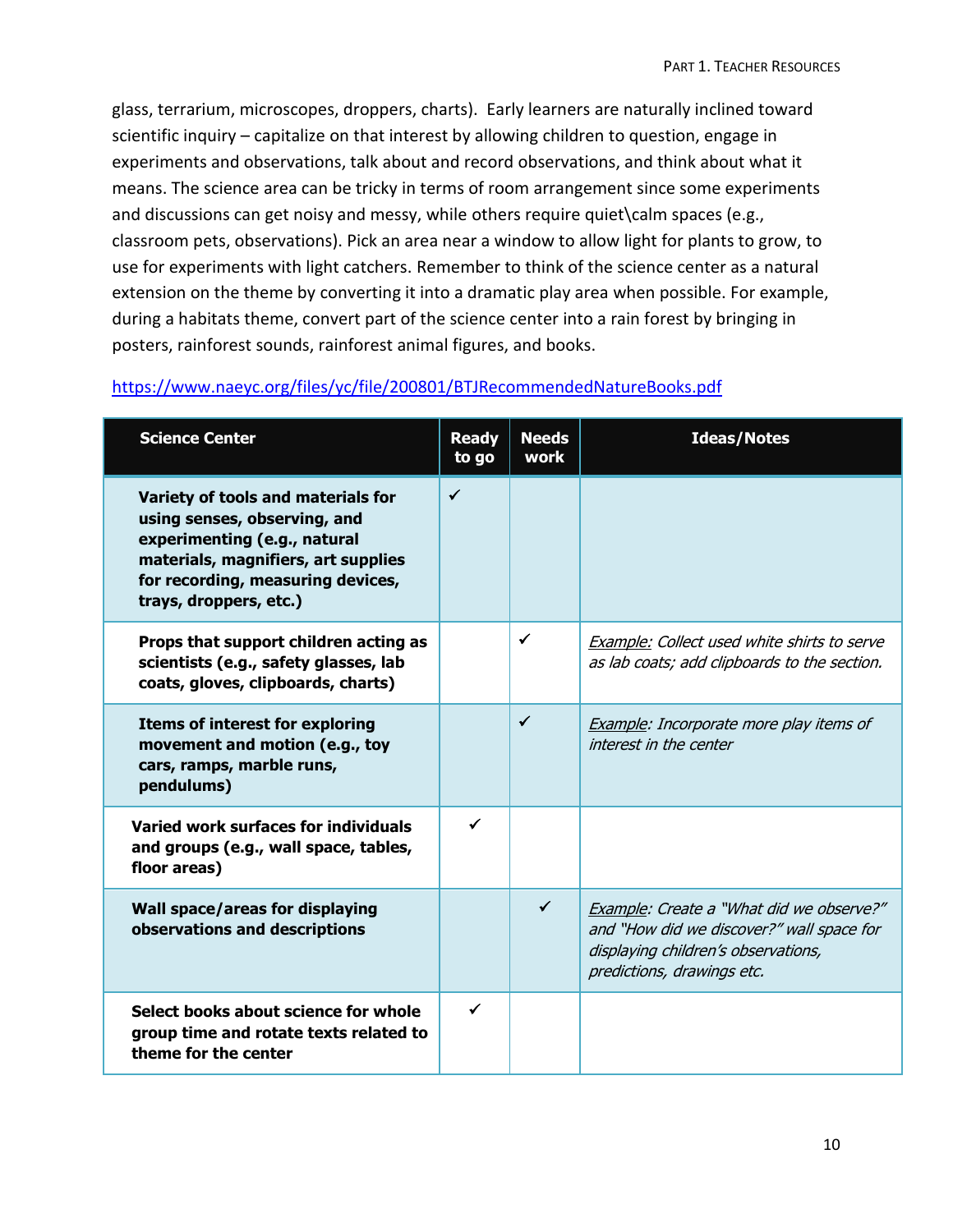glass, terrarium, microscopes, droppers, charts). Early learners are naturally inclined toward scientific inquiry – capitalize on that interest by allowing children to question, engage in experiments and observations, talk about and record observations, and think about what it means. The science area can be tricky in terms of room arrangement since some experiments and discussions can get noisy and messy, while others require quiet\calm spaces (e.g., classroom pets, observations). Pick an area near a window to allow light for plants to grow, to use for experiments with light catchers. Remember to think of the science center as a natural extension on the theme by converting it into a dramatic play area when possible. For example, during a habitats theme, convert part of the science center into a rain forest by bringing in posters, rainforest sounds, rainforest animal figures, and books.

https://www.naeyc.org/files/yc/file/200801/BTJRecommendedNatureBooks.pdf

| Science Center | Ready to go | Needs work | Ideas/Notes |
|---|---|---|---|
| **Variety of tools and materials for using senses, observing, and experimenting (e.g., natural materials, magnifiers, art supplies for recording, measuring devices, trays, droppers, etc.)** | ✓ | | |
| **Props that support children acting as scientists (e.g., safety glasses, lab coats, gloves, clipboards, charts)** | | ✓ | *Example: Collect used white shirts to serve as lab coats; add clipboards to the section.* |
| **Items of interest for exploring movement and motion (e.g., toy cars, ramps, marble runs, pendulums)** | | ✓ | *Example: Incorporate more play items of interest in the center* |
| **Varied work surfaces for individuals and groups (e.g., wall space, tables, floor areas)** | ✓ | | |
| **Wall space/areas for displaying observations and descriptions** | | ✓ | *Example: Create a "What did we observe?" and "How did we discover?" wall space for displaying children's observations, predictions, drawings etc.* |
| **Select books about science for whole group time and rotate texts related to theme for the center** | ✓ | | |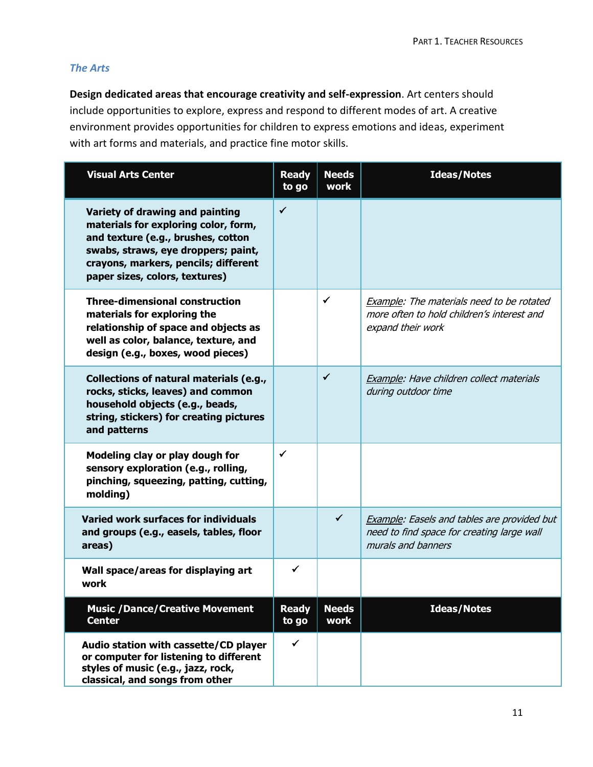### *The Arts*

**Design dedicated areas that encourage creativity and self-expression**. Art centers should include opportunities to explore, express and respond to different modes of art. A creative environment provides opportunities for children to express emotions and ideas, experiment with art forms and materials, and practice fine motor skills.

| Visual Arts Center | Ready to go | Needs work | Ideas/Notes |
|---|---|---|---|
| **Variety of drawing and painting materials for exploring color, form, and texture (e.g., brushes, cotton swabs, straws, eye droppers; paint, crayons, markers, pencils; different paper sizes, colors, textures)** | ✓ | | |
| **Three-dimensional construction materials for exploring the relationship of space and objects as well as color, balance, texture, and design (e.g., boxes, wood pieces)** | | ✓ | *Example: The materials need to be rotated more often to hold children's interest and expand their work* |
| **Collections of natural materials (e.g., rocks, sticks, leaves) and common household objects (e.g., beads, string, stickers) for creating pictures and patterns** | | ✓ | *Example: Have children collect materials during outdoor time* |
| **Modeling clay or play dough for sensory exploration (e.g., rolling, pinching, squeezing, patting, cutting, molding)** | ✓ | | |
| **Varied work surfaces for individuals and groups (e.g., easels, tables, floor areas)** | | ✓ | *Example: Easels and tables are provided but need to find space for creating large wall murals and banners* |
| **Wall space/areas for displaying art work** | ✓ | | |
| **Music /Dance/Creative Movement Center** | **Ready to go** | **Needs work** | **Ideas/Notes** |
| **Audio station with cassette/CD player or computer for listening to different styles of music (e.g., jazz, rock, classical, and songs from other** | ✓ | | |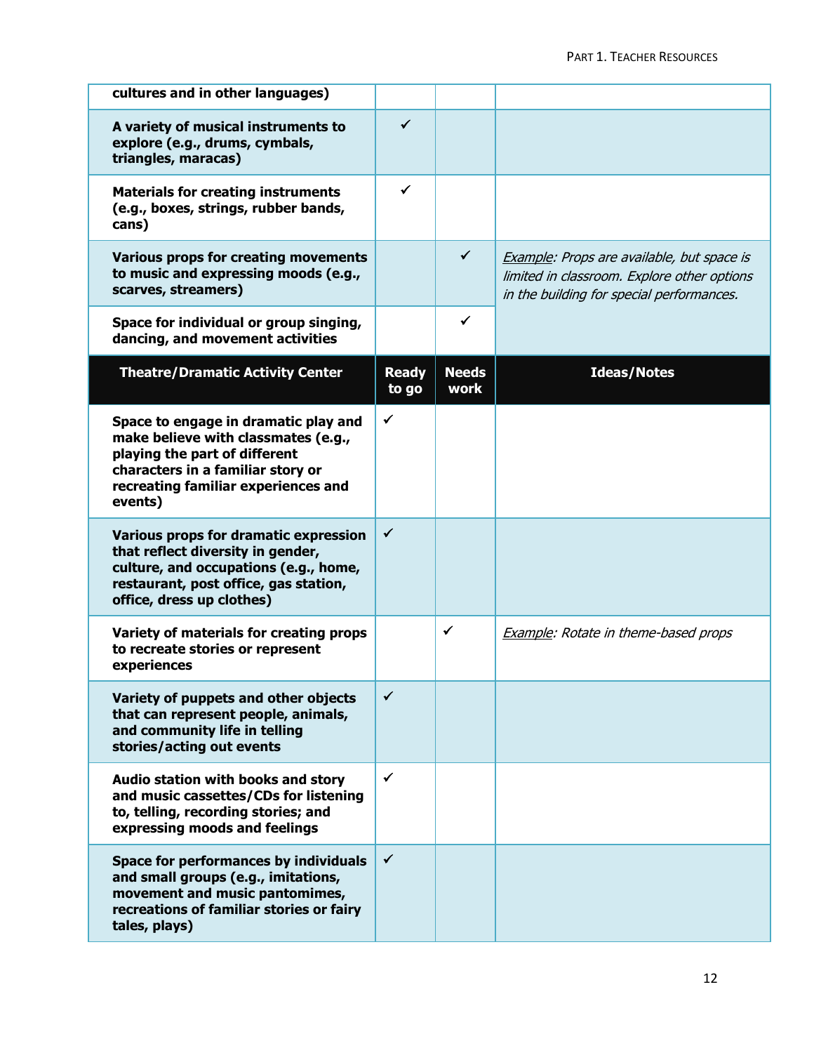| | | | |
|---|---|---|---|
| **cultures and in other languages)** | | | |
| **A variety of musical instruments to explore (e.g., drums, cymbals, triangles, maracas)** | ✓ | | |
| **Materials for creating instruments (e.g., boxes, strings, rubber bands, cans)** | ✓ | | |
| **Various props for creating movements to music and expressing moods (e.g., scarves, streamers)** | | ✓ | *<u>Example</u>: Props are available, but space is limited in classroom. Explore other options in the building for special performances.* |
| **Space for individual or group singing, dancing, and movement activities** | | ✓ | |

| Theatre/Dramatic Activity Center | Ready to go | Needs work | Ideas/Notes |
|---|---|---|---|
| **Space to engage in dramatic play and make believe with classmates (e.g., playing the part of different characters in a familiar story or recreating familiar experiences and events)** | ✓ | | |
| **Various props for dramatic expression that reflect diversity in gender, culture, and occupations (e.g., home, restaurant, post office, gas station, office, dress up clothes)** | ✓ | | |
| **Variety of materials for creating props to recreate stories or represent experiences** | | ✓ | *<u>Example</u>: Rotate in theme-based props* |
| **Variety of puppets and other objects that can represent people, animals, and community life in telling stories/acting out events** | ✓ | | |
| **Audio station with books and story and music cassettes/CDs for listening to, telling, recording stories; and expressing moods and feelings** | ✓ | | |
| **Space for performances by individuals and small groups (e.g., imitations, movement and music pantomimes, recreations of familiar stories or fairy tales, plays)** | ✓ | | |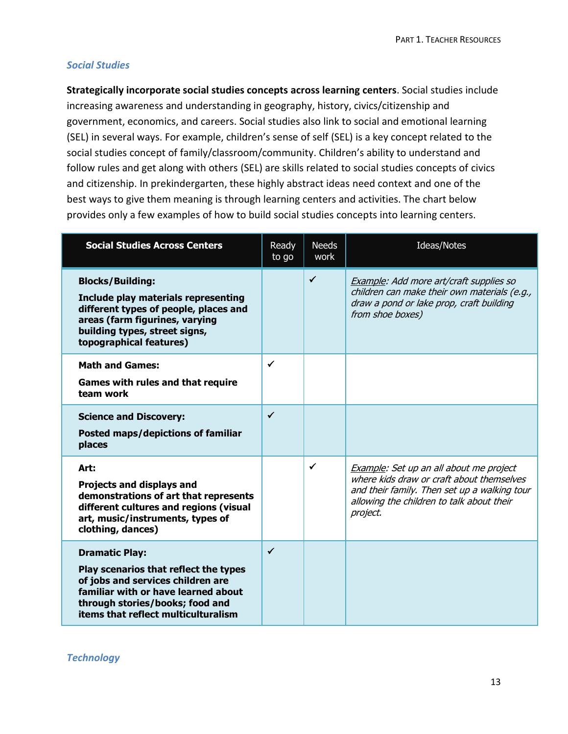### *Social Studies*

**Strategically incorporate social studies concepts across learning centers**. Social studies include increasing awareness and understanding in geography, history, civics/citizenship and government, economics, and careers. Social studies also link to social and emotional learning (SEL) in several ways. For example, children's sense of self (SEL) is a key concept related to the social studies concept of family/classroom/community. Children's ability to understand and follow rules and get along with others (SEL) are skills related to social studies concepts of civics and citizenship. In prekindergarten, these highly abstract ideas need context and one of the best ways to give them meaning is through learning centers and activities. The chart below provides only a few examples of how to build social studies concepts into learning centers.

| Social Studies Across Centers | Ready to go | Needs work | Ideas/Notes |
|---|---|---|---|
| **Blocks/Building:**<br>**Include play materials representing different types of people, places and areas (farm figurines, varying building types, street signs, topographical features)** | | ✓ | *<u>Example</u>: Add more art/craft supplies so children can make their own materials (e.g., draw a pond or lake prop, craft building from shoe boxes)* |
| **Math and Games:**<br>**Games with rules and that require team work** | ✓ | | |
| **Science and Discovery:**<br>**Posted maps/depictions of familiar places** | ✓ | | |
| **Art:**<br>**Projects and displays and demonstrations of art that represents different cultures and regions (visual art, music/instruments, types of clothing, dances)** | | ✓ | *<u>Example</u>: Set up an all about me project where kids draw or craft about themselves and their family. Then set up a walking tour allowing the children to talk about their project.* |
| **Dramatic Play:**<br>**Play scenarios that reflect the types of jobs and services children are familiar with or have learned about through stories/books; food and items that reflect multiculturalism** | ✓ | | |

### *Technology*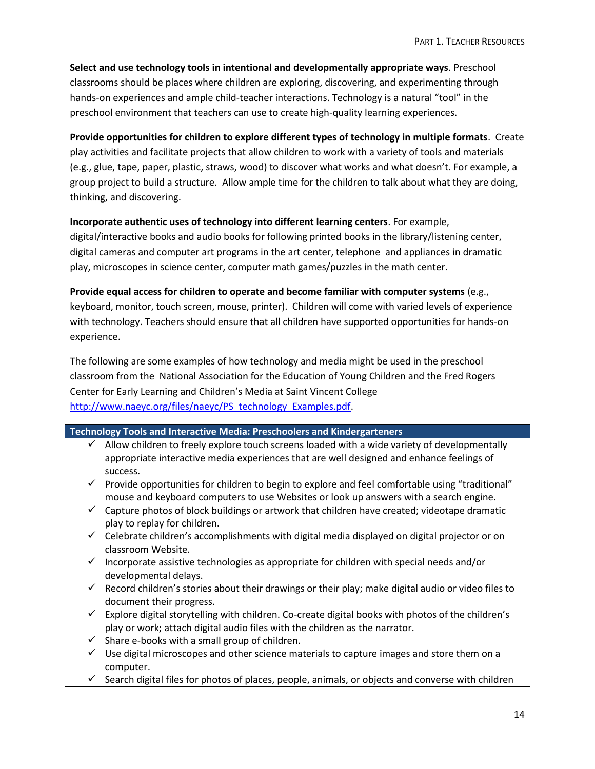**Select and use technology tools in intentional and developmentally appropriate ways**. Preschool classrooms should be places where children are exploring, discovering, and experimenting through hands-on experiences and ample child-teacher interactions. Technology is a natural "tool" in the preschool environment that teachers can use to create high-quality learning experiences.

**Provide opportunities for children to explore different types of technology in multiple formats**. Create play activities and facilitate projects that allow children to work with a variety of tools and materials (e.g., glue, tape, paper, plastic, straws, wood) to discover what works and what doesn't. For example, a group project to build a structure. Allow ample time for the children to talk about what they are doing, thinking, and discovering.

**Incorporate authentic uses of technology into different learning centers**. For example, digital/interactive books and audio books for following printed books in the library/listening center, digital cameras and computer art programs in the art center, telephone and appliances in dramatic play, microscopes in science center, computer math games/puzzles in the math center.

**Provide equal access for children to operate and become familiar with computer systems** (e.g., keyboard, monitor, touch screen, mouse, printer). Children will come with varied levels of experience with technology. Teachers should ensure that all children have supported opportunities for hands-on experience.

The following are some examples of how technology and media might be used in the preschool classroom from the National Association for the Education of Young Children and the Fred Rogers Center for Early Learning and Children's Media at Saint Vincent College [http://www.naeyc.org/files/naeyc/PS_technology_Examples.pdf](http://www.naeyc.org/files/naeyc/PS_technology_Examples.pdf).

| Technology Tools and Interactive Media: Preschoolers and Kindergarteners |
| --- |
| ✓ Allow children to freely explore touch screens loaded with a wide variety of developmentally appropriate interactive media experiences that are well designed and enhance feelings of success.<br>✓ Provide opportunities for children to begin to explore and feel comfortable using "traditional" mouse and keyboard computers to use Websites or look up answers with a search engine.<br>✓ Capture photos of block buildings or artwork that children have created; videotape dramatic play to replay for children.<br>✓ Celebrate children's accomplishments with digital media displayed on digital projector or on classroom Website.<br>✓ Incorporate assistive technologies as appropriate for children with special needs and/or developmental delays.<br>✓ Record children's stories about their drawings or their play; make digital audio or video files to document their progress.<br>✓ Explore digital storytelling with children. Co-create digital books with photos of the children's play or work; attach digital audio files with the children as the narrator.<br>✓ Share e-books with a small group of children.<br>✓ Use digital microscopes and other science materials to capture images and store them on a computer.<br>✓ Search digital files for photos of places, people, animals, or objects and converse with children |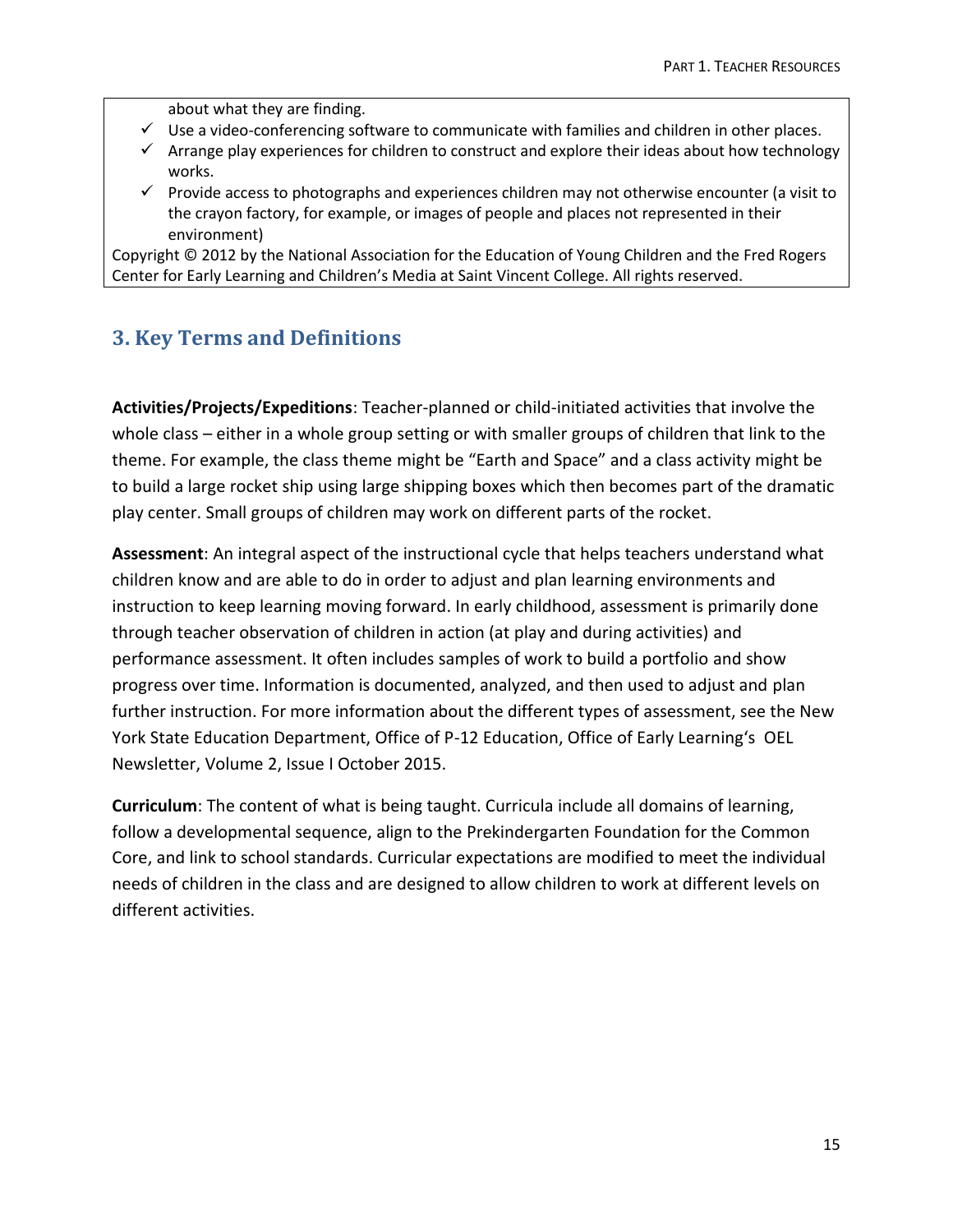about what they are finding.

- ✓ Use a video-conferencing software to communicate with families and children in other places.
- ✓ Arrange play experiences for children to construct and explore their ideas about how technology works.
- ✓ Provide access to photographs and experiences children may not otherwise encounter (a visit to the crayon factory, for example, or images of people and places not represented in their environment)

Copyright © 2012 by the National Association for the Education of Young Children and the Fred Rogers Center for Early Learning and Children's Media at Saint Vincent College. All rights reserved.

## 3. Key Terms and Definitions

**Activities/Projects/Expeditions**: Teacher-planned or child-initiated activities that involve the whole class – either in a whole group setting or with smaller groups of children that link to the theme. For example, the class theme might be "Earth and Space" and a class activity might be to build a large rocket ship using large shipping boxes which then becomes part of the dramatic play center. Small groups of children may work on different parts of the rocket.

**Assessment**: An integral aspect of the instructional cycle that helps teachers understand what children know and are able to do in order to adjust and plan learning environments and instruction to keep learning moving forward. In early childhood, assessment is primarily done through teacher observation of children in action (at play and during activities) and performance assessment. It often includes samples of work to build a portfolio and show progress over time. Information is documented, analyzed, and then used to adjust and plan further instruction. For more information about the different types of assessment, see the New York State Education Department, Office of P-12 Education, Office of Early Learning's OEL Newsletter, Volume 2, Issue I October 2015.

**Curriculum**: The content of what is being taught. Curricula include all domains of learning, follow a developmental sequence, align to the Prekindergarten Foundation for the Common Core, and link to school standards. Curricular expectations are modified to meet the individual needs of children in the class and are designed to allow children to work at different levels on different activities.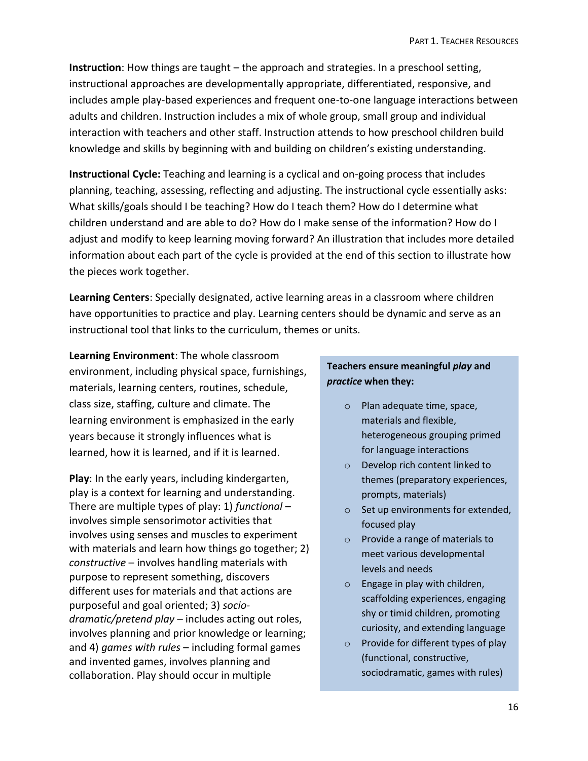**Instruction**: How things are taught – the approach and strategies. In a preschool setting, instructional approaches are developmentally appropriate, differentiated, responsive, and includes ample play-based experiences and frequent one-to-one language interactions between adults and children. Instruction includes a mix of whole group, small group and individual interaction with teachers and other staff. Instruction attends to how preschool children build knowledge and skills by beginning with and building on children's existing understanding.

**Instructional Cycle:** Teaching and learning is a cyclical and on-going process that includes planning, teaching, assessing, reflecting and adjusting. The instructional cycle essentially asks: What skills/goals should I be teaching? How do I teach them? How do I determine what children understand and are able to do? How do I make sense of the information? How do I adjust and modify to keep learning moving forward? An illustration that includes more detailed information about each part of the cycle is provided at the end of this section to illustrate how the pieces work together.

**Learning Centers**: Specially designated, active learning areas in a classroom where children have opportunities to practice and play. Learning centers should be dynamic and serve as an instructional tool that links to the curriculum, themes or units.

**Learning Environment**: The whole classroom environment, including physical space, furnishings, materials, learning centers, routines, schedule, class size, staffing, culture and climate. The learning environment is emphasized in the early years because it strongly influences what is learned, how it is learned, and if it is learned.

**Play**: In the early years, including kindergarten, play is a context for learning and understanding. There are multiple types of play: 1) *functional* – involves simple sensorimotor activities that involves using senses and muscles to experiment with materials and learn how things go together; 2) *constructive* – involves handling materials with purpose to represent something, discovers different uses for materials and that actions are purposeful and goal oriented; 3) *socio-dramatic/pretend play* – includes acting out roles, involves planning and prior knowledge or learning; and 4) *games with rules* – including formal games and invented games, involves planning and collaboration. Play should occur in multiple

**Teachers ensure meaningful *play* and *practice* when they:**

- Plan adequate time, space, materials and flexible, heterogeneous grouping primed for language interactions
- Develop rich content linked to themes (preparatory experiences, prompts, materials)
- Set up environments for extended, focused play
- Provide a range of materials to meet various developmental levels and needs
- Engage in play with children, scaffolding experiences, engaging shy or timid children, promoting curiosity, and extending language
- Provide for different types of play (functional, constructive, sociodramatic, games with rules)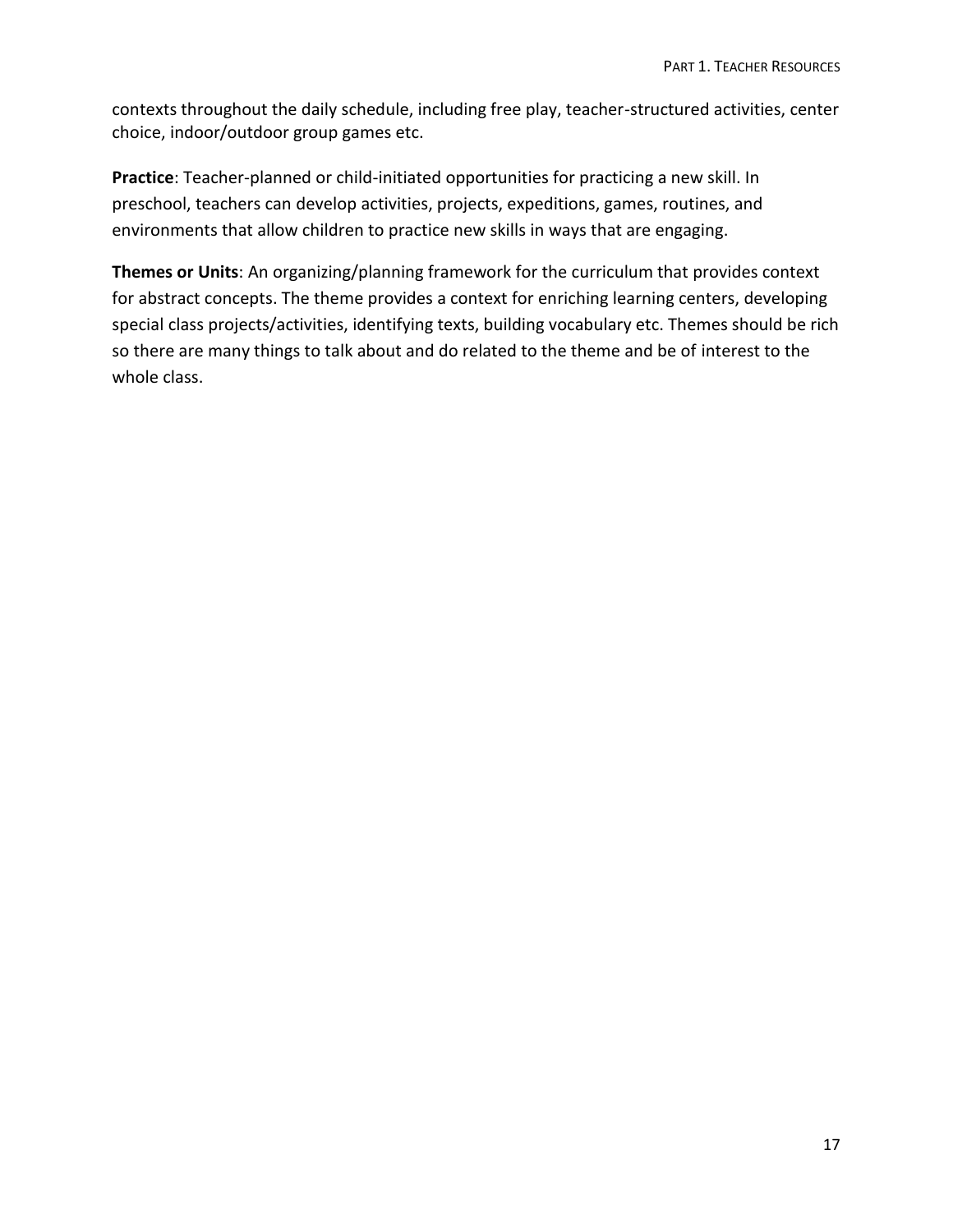contexts throughout the daily schedule, including free play, teacher-structured activities, center choice, indoor/outdoor group games etc.

**Practice**: Teacher-planned or child-initiated opportunities for practicing a new skill. In preschool, teachers can develop activities, projects, expeditions, games, routines, and environments that allow children to practice new skills in ways that are engaging.

**Themes or Units**: An organizing/planning framework for the curriculum that provides context for abstract concepts. The theme provides a context for enriching learning centers, developing special class projects/activities, identifying texts, building vocabulary etc. Themes should be rich so there are many things to talk about and do related to the theme and be of interest to the whole class.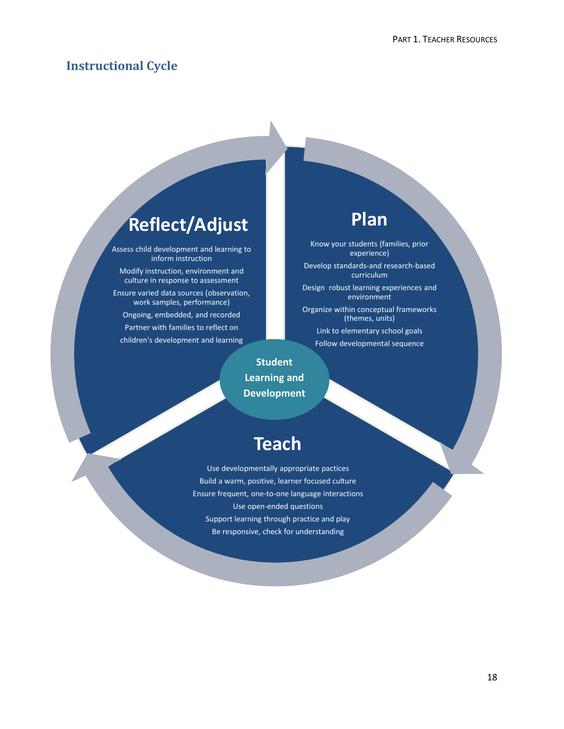## Instructional Cycle

### Plan

Know your students (families, prior experience)

Develop standards-and research-based curriculum

Design robust learning experiences and environment

Organize within conceptual frameworks (themes, units)

Link to elementary school goals

Follow developmental sequence

### Teach

Use developmentally appropriate pactices

Build a warm, positive, learner focused culture

Ensure frequent, one-to-one language interactions

Use open-ended questions

Support learning through practice and play

Be responsive, check for understanding

### Reflect/Adjust

Assess child development and learning to inform instruction

Modify instruction, environment and culture in response to assessment

Ensure varied data sources (observation, work samples, performance)

Ongoing, embedded, and recorded

Partner with families to reflect on

children's development and learning

**Student Learning and Development**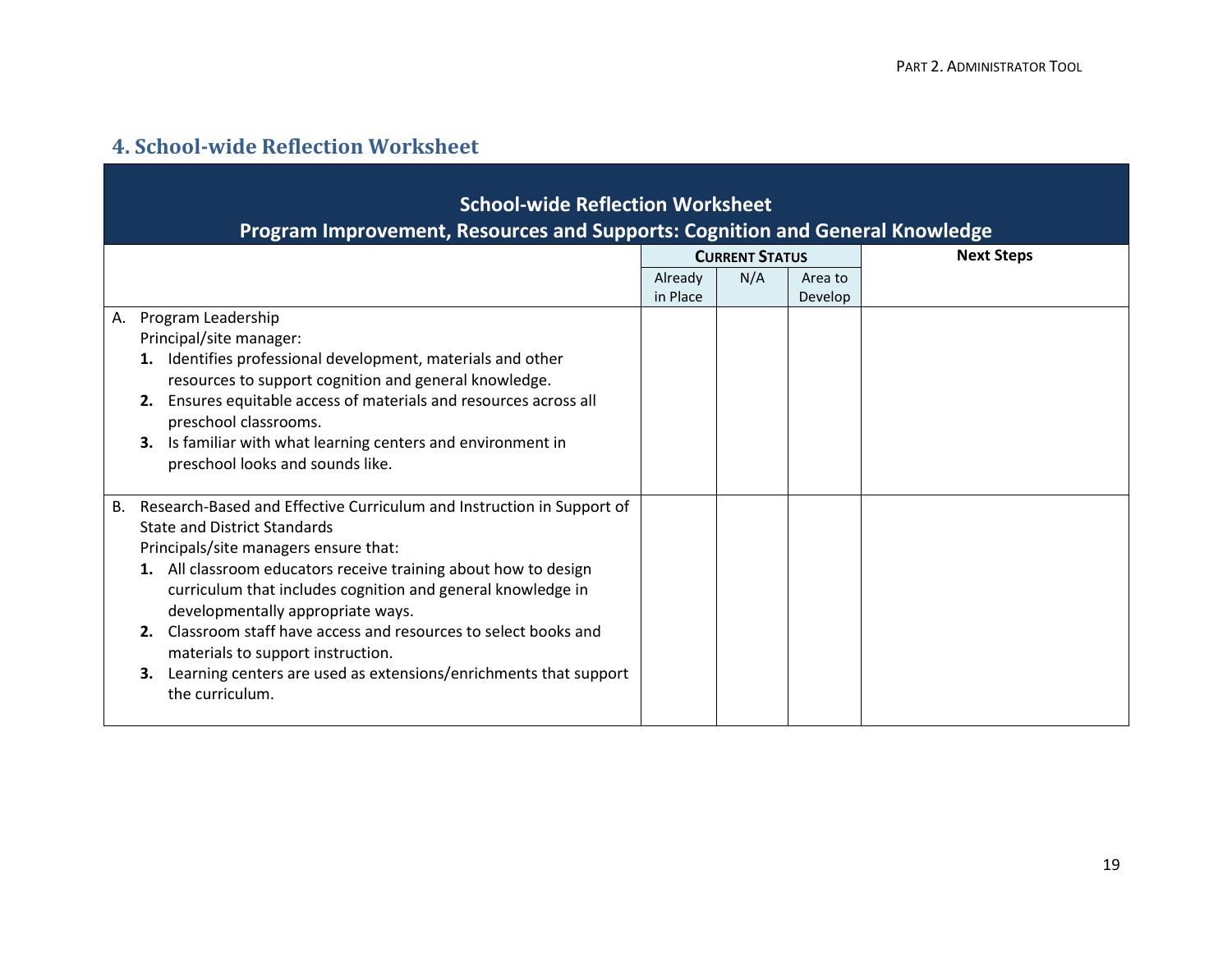## 4. School-wide Reflection Worksheet

| School-wide Reflection Worksheet<br>Program Improvement, Resources and Supports: Cognition and General Knowledge | | | | |
|---|---|---|---|---|
| | **CURRENT STATUS** | | | **Next Steps** |
| | Already in Place | N/A | Area to Develop | |
| A. Program Leadership<br>Principal/site manager:<br>**1.** Identifies professional development, materials and other resources to support cognition and general knowledge.<br>**2.** Ensures equitable access of materials and resources across all preschool classrooms.<br>**3.** Is familiar with what learning centers and environment in preschool looks and sounds like. | | | | |
| B. Research-Based and Effective Curriculum and Instruction in Support of State and District Standards<br>Principals/site managers ensure that:<br>**1.** All classroom educators receive training about how to design curriculum that includes cognition and general knowledge in developmentally appropriate ways.<br>**2.** Classroom staff have access and resources to select books and materials to support instruction.<br>**3.** Learning centers are used as extensions/enrichments that support the curriculum. | | | | |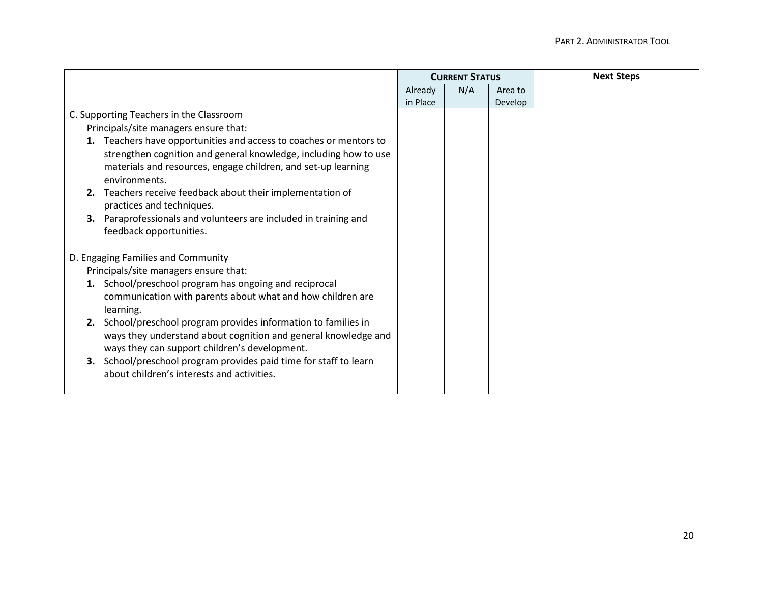| | Current Status | | | Next Steps |
|---|---|---|---|---|
| | Already in Place | N/A | Area to Develop | |
| C. Supporting Teachers in the Classroom<br>Principals/site managers ensure that:<br>**1.** Teachers have opportunities and access to coaches or mentors to strengthen cognition and general knowledge, including how to use materials and resources, engage children, and set-up learning environments.<br>**2.** Teachers receive feedback about their implementation of practices and techniques.<br>**3.** Paraprofessionals and volunteers are included in training and feedback opportunities. | | | | |
| D. Engaging Families and Community<br>Principals/site managers ensure that:<br>**1.** School/preschool program has ongoing and reciprocal communication with parents about what and how children are learning.<br>**2.** School/preschool program provides information to families in ways they understand about cognition and general knowledge and ways they can support children's development.<br>**3.** School/preschool program provides paid time for staff to learn about children's interests and activities. | | | | |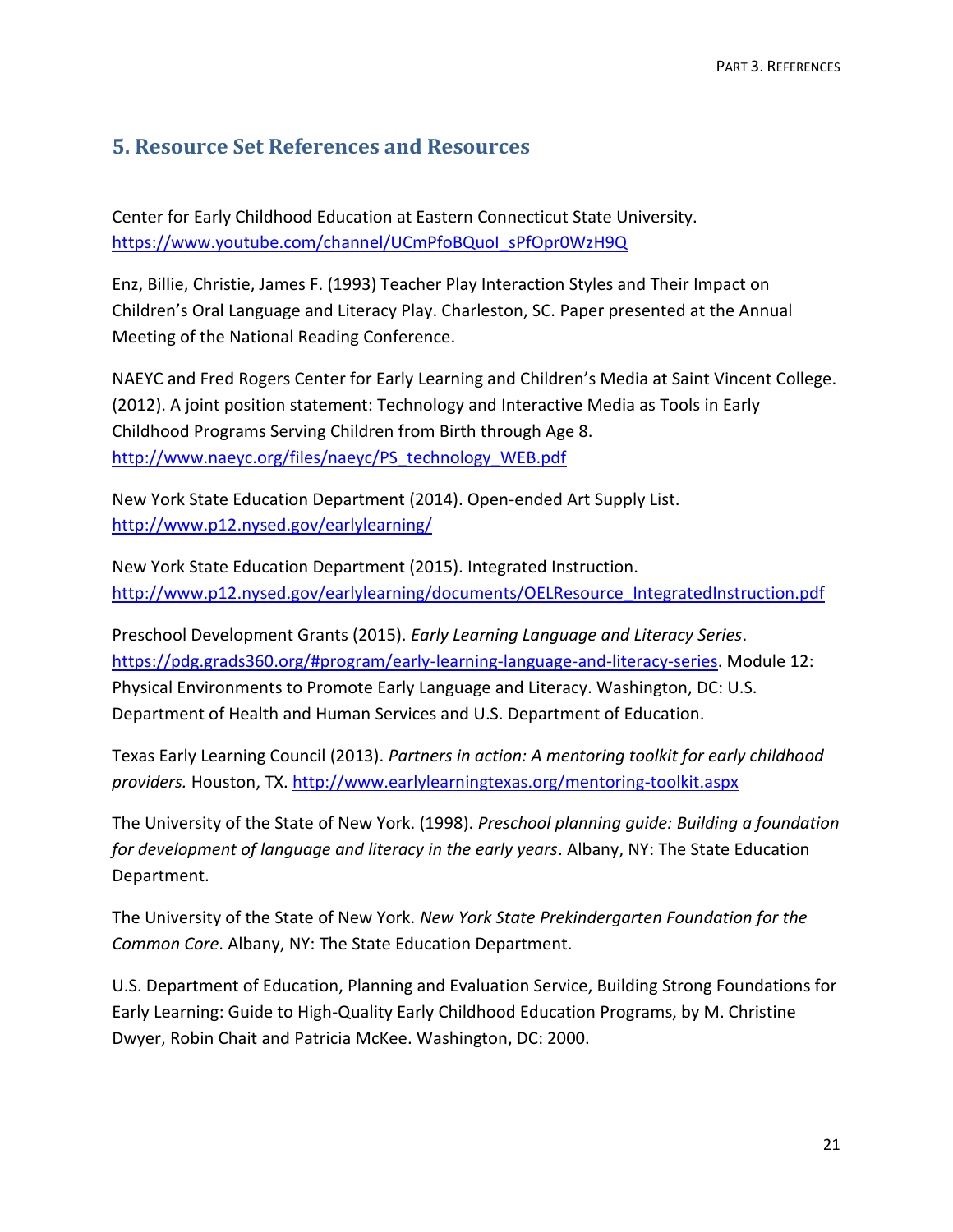## 5. Resource Set References and Resources

Center for Early Childhood Education at Eastern Connecticut State University. https://www.youtube.com/channel/UCmPfoBQuoI_sPfOpr0WzH9Q

Enz, Billie, Christie, James F. (1993) Teacher Play Interaction Styles and Their Impact on Children's Oral Language and Literacy Play. Charleston, SC. Paper presented at the Annual Meeting of the National Reading Conference.

NAEYC and Fred Rogers Center for Early Learning and Children's Media at Saint Vincent College. (2012). A joint position statement: Technology and Interactive Media as Tools in Early Childhood Programs Serving Children from Birth through Age 8. http://www.naeyc.org/files/naeyc/PS_technology_WEB.pdf

New York State Education Department (2014). Open-ended Art Supply List. http://www.p12.nysed.gov/earlylearning/

New York State Education Department (2015). Integrated Instruction. http://www.p12.nysed.gov/earlylearning/documents/OELResource_IntegratedInstruction.pdf

Preschool Development Grants (2015). *Early Learning Language and Literacy Series*. https://pdg.grads360.org/#program/early-learning-language-and-literacy-series. Module 12: Physical Environments to Promote Early Language and Literacy. Washington, DC: U.S. Department of Health and Human Services and U.S. Department of Education.

Texas Early Learning Council (2013). *Partners in action: A mentoring toolkit for early childhood providers.* Houston, TX. http://www.earlylearningtexas.org/mentoring-toolkit.aspx

The University of the State of New York. (1998). *Preschool planning guide: Building a foundation for development of language and literacy in the early years*. Albany, NY: The State Education Department.

The University of the State of New York. *New York State Prekindergarten Foundation for the Common Core*. Albany, NY: The State Education Department.

U.S. Department of Education, Planning and Evaluation Service, Building Strong Foundations for Early Learning: Guide to High-Quality Early Childhood Education Programs, by M. Christine Dwyer, Robin Chait and Patricia McKee. Washington, DC: 2000.